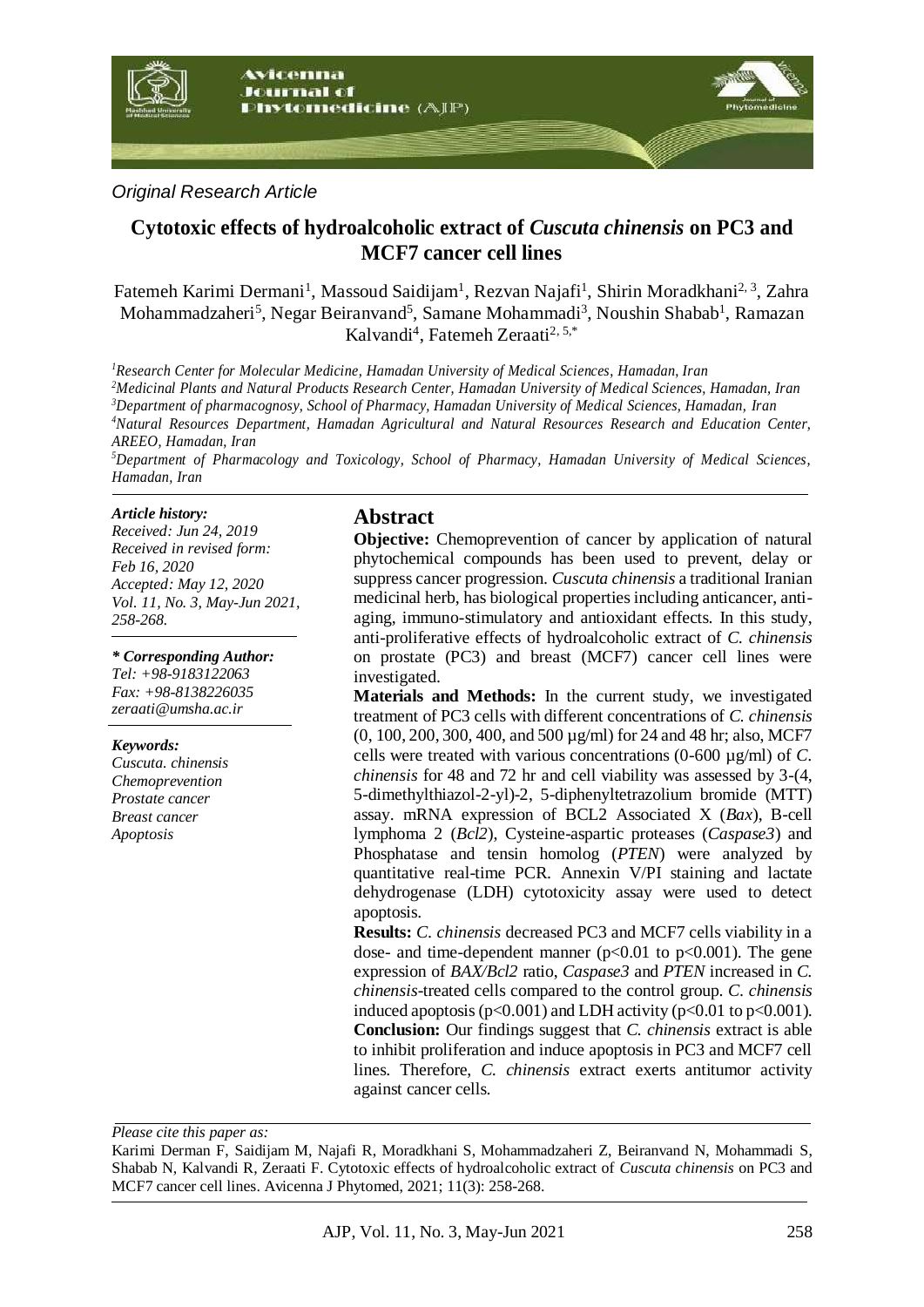*Original Research Article*

# Cytotoxic effects of hydroalcoholic extract of *Cuscuta chinensis* on PC3 and MCF7 cancer cell lines

Fatemeh Karimi Dermani[1], Massoud Saidijam[1], Rezvan Najafi[1], Shirin Moradkhani[2, 3], Zahra Mohammadzaheri[5], Negar Beiranvand[5], Samane Mohammadi[3], Noushin Shabab[1], Ramazan Kalvandi[4], Fatemeh Zeraati[2, 5,*]

[1]*Research Center for Molecular Medicine, Hamadan University of Medical Sciences, Hamadan, Iran*

[2]*Medicinal Plants and Natural Products Research Center, Hamadan University of Medical Sciences, Hamadan, Iran*

[3]*Department of pharmacognosy, School of Pharmacy, Hamadan University of Medical Sciences, Hamadan, Iran*

[4]*Natural Resources Department, Hamadan Agricultural and Natural Resources Research and Education Center, AREEO, Hamadan, Iran*

[5]*Department of Pharmacology and Toxicology, School of Pharmacy, Hamadan University of Medical Sciences, Hamadan, Iran*

***Article history:***

*Received: Jun 24, 2019*
*Received in revised form: Feb 16, 2020*
*Accepted: May 12, 2020*
*Vol. 11, No. 3, May-Jun 2021, 258-268.*

***\* Corresponding Author:***

*Tel: +98-9183122063*
*Fax: +98-8138226035*
*zeraati@umsha.ac.ir*

***Keywords:***

*Cuscuta. chinensis*
*Chemoprevention*
*Prostate cancer*
*Breast cancer*
*Apoptosis*

## Abstract

**Objective:** Chemoprevention of cancer by application of natural phytochemical compounds has been used to prevent, delay or suppress cancer progression. *Cuscuta chinensis* a traditional Iranian medicinal herb, has biological properties including anticancer, anti-aging, immuno-stimulatory and antioxidant effects. In this study, anti-proliferative effects of hydroalcoholic extract of *C. chinensis* on prostate (PC3) and breast (MCF7) cancer cell lines were investigated.

**Materials and Methods:** In the current study, we investigated treatment of PC3 cells with different concentrations of *C. chinensis* (0, 100, 200, 300, 400, and 500 µg/ml) for 24 and 48 hr; also, MCF7 cells were treated with various concentrations (0-600 µg/ml) of *C. chinensis* for 48 and 72 hr and cell viability was assessed by 3-(4, 5-dimethylthiazol-2-yl)-2, 5-diphenyltetrazolium bromide (MTT) assay. mRNA expression of BCL2 Associated X (*Bax*), B-cell lymphoma 2 (*Bcl2*), Cysteine-aspartic proteases (*Caspase3*) and Phosphatase and tensin homolog (*PTEN*) were analyzed by quantitative real-time PCR. Annexin V/PI staining and lactate dehydrogenase (LDH) cytotoxicity assay were used to detect apoptosis.

**Results:** *C. chinensis* decreased PC3 and MCF7 cells viability in a dose- and time-dependent manner ($p<0.01$ to $p<0.001$). The gene expression of *BAX/Bcl2* ratio, *Caspase3* and *PTEN* increased in *C. chinensis*-treated cells compared to the control group. *C. chinensis* induced apoptosis ($p<0.001$) and LDH activity ($p<0.01$ to $p<0.001$).

**Conclusion:** Our findings suggest that *C. chinensis* extract is able to inhibit proliferation and induce apoptosis in PC3 and MCF7 cell lines. Therefore, *C. chinensis* extract exerts antitumor activity against cancer cells.

*Please cite this paper as:*

Karimi Derman F, Saidijam M, Najafi R, Moradkhani S, Mohammadzaheri Z, Beiranvand N, Mohammadi S, Shabab N, Kalvandi R, Zeraati F. Cytotoxic effects of hydroalcoholic extract of *Cuscuta chinensis* on PC3 and MCF7 cancer cell lines. Avicenna J Phytomed, 2021; 11(3): 258-268.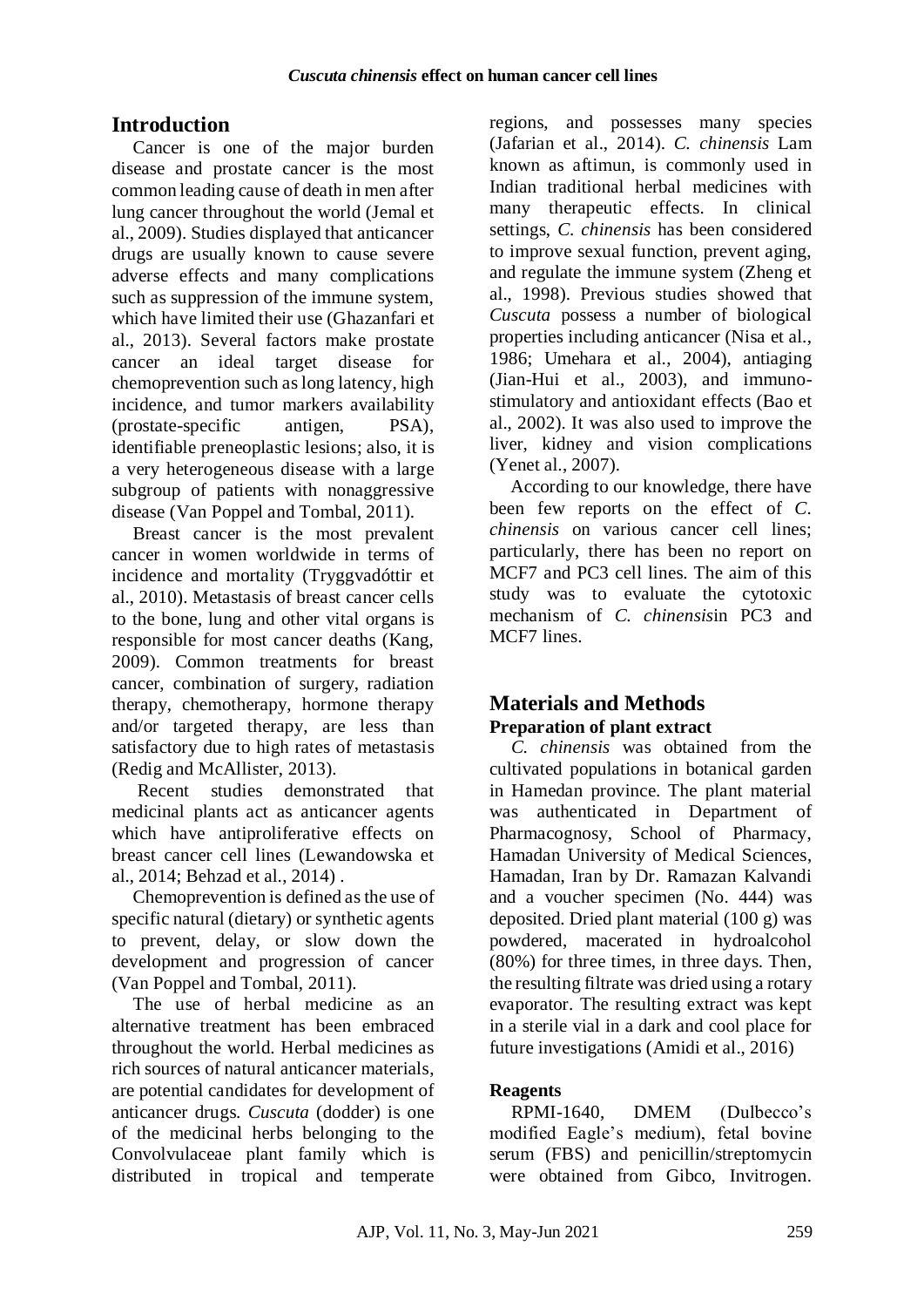## Introduction

Cancer is one of the major burden disease and prostate cancer is the most common leading cause of death in men after lung cancer throughout the world (Jemal et al., 2009). Studies displayed that anticancer drugs are usually known to cause severe adverse effects and many complications such as suppression of the immune system, which have limited their use (Ghazanfari et al., 2013). Several factors make prostate cancer an ideal target disease for chemoprevention such as long latency, high incidence, and tumor markers availability (prostate-specific antigen, PSA), identifiable preneoplastic lesions; also, it is a very heterogeneous disease with a large subgroup of patients with nonaggressive disease (Van Poppel and Tombal, 2011).

Breast cancer is the most prevalent cancer in women worldwide in terms of incidence and mortality (Tryggvadóttir et al., 2010). Metastasis of breast cancer cells to the bone, lung and other vital organs is responsible for most cancer deaths (Kang, 2009). Common treatments for breast cancer, combination of surgery, radiation therapy, chemotherapy, hormone therapy and/or targeted therapy, are less than satisfactory due to high rates of metastasis (Redig and McAllister, 2013).

Recent studies demonstrated that medicinal plants act as anticancer agents which have antiproliferative effects on breast cancer cell lines (Lewandowska et al., 2014; Behzad et al., 2014) .

Chemoprevention is defined as the use of specific natural (dietary) or synthetic agents to prevent, delay, or slow down the development and progression of cancer (Van Poppel and Tombal, 2011).

The use of herbal medicine as an alternative treatment has been embraced throughout the world. Herbal medicines as rich sources of natural anticancer materials, are potential candidates for development of anticancer drugs. *Cuscuta* (dodder) is one of the medicinal herbs belonging to the Convolvulaceae plant family which is distributed in tropical and temperate regions, and possesses many species (Jafarian et al., 2014). *C. chinensis* Lam known as aftimun, is commonly used in Indian traditional herbal medicines with many therapeutic effects. In clinical settings, *C. chinensis* has been considered to improve sexual function, prevent aging, and regulate the immune system (Zheng et al., 1998). Previous studies showed that *Cuscuta* possess a number of biological properties including anticancer (Nisa et al., 1986; Umehara et al., 2004), antiaging (Jian-Hui et al., 2003), and immuno-stimulatory and antioxidant effects (Bao et al., 2002). It was also used to improve the liver, kidney and vision complications (Yenet al., 2007).

According to our knowledge, there have been few reports on the effect of *C. chinensis* on various cancer cell lines; particularly, there has been no report on MCF7 and PC3 cell lines. The aim of this study was to evaluate the cytotoxic mechanism of *C. chinensis*in PC3 and MCF7 lines.

## Materials and Methods

### Preparation of plant extract

*C. chinensis* was obtained from the cultivated populations in botanical garden in Hamedan province. The plant material was authenticated in Department of Pharmacognosy, School of Pharmacy, Hamadan University of Medical Sciences, Hamadan, Iran by Dr. Ramazan Kalvandi and a voucher specimen (No. 444) was deposited. Dried plant material (100 g) was powdered, macerated in hydroalcohol (80%) for three times, in three days. Then, the resulting filtrate was dried using a rotary evaporator. The resulting extract was kept in a sterile vial in a dark and cool place for future investigations (Amidi et al., 2016)

### Reagents

RPMI-1640, DMEM (Dulbecco's modified Eagle's medium), fetal bovine serum (FBS) and penicillin/streptomycin were obtained from Gibco, Invitrogen.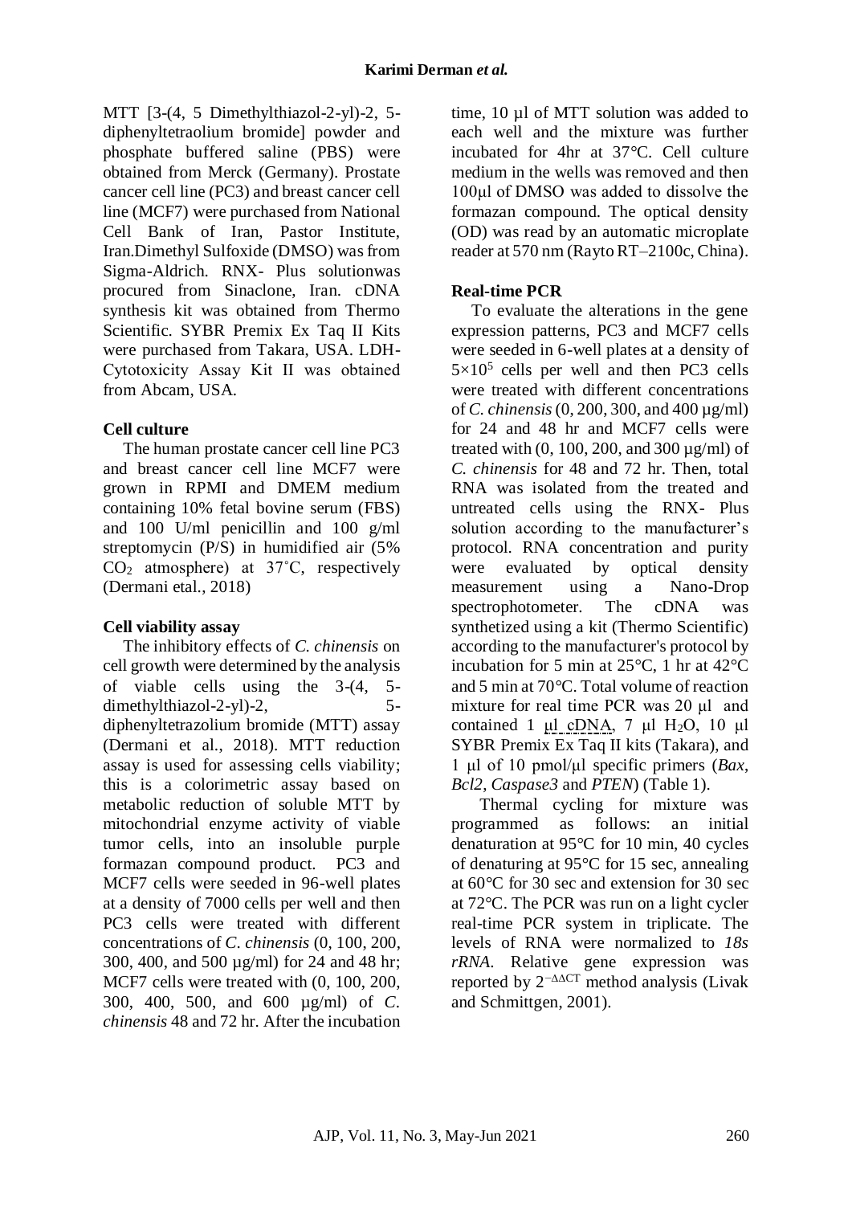MTT [3-(4, 5 Dimethylthiazol-2-yl)-2, 5-diphenyltetraolium bromide] powder and phosphate buffered saline (PBS) were obtained from Merck (Germany). Prostate cancer cell line (PC3) and breast cancer cell line (MCF7) were purchased from National Cell Bank of Iran, Pastor Institute, Iran.Dimethyl Sulfoxide (DMSO) was from Sigma-Aldrich. RNX- Plus solutionwas procured from Sinaclone, Iran. cDNA synthesis kit was obtained from Thermo Scientific. SYBR Premix Ex Taq II Kits were purchased from Takara, USA. LDH-Cytotoxicity Assay Kit II was obtained from Abcam, USA.

**Cell culture**

The human prostate cancer cell line PC3 and breast cancer cell line MCF7 were grown in RPMI and DMEM medium containing 10% fetal bovine serum (FBS) and 100 U/ml penicillin and 100 g/ml streptomycin (P/S) in humidified air (5% $CO_2$ atmosphere) at 37˚C, respectively (Dermani etal., 2018)

**Cell viability assay**

The inhibitory effects of *C. chinensis* on cell growth were determined by the analysis of viable cells using the 3-(4, 5-dimethylthiazol-2-yl)-2, 5-diphenyltetrazolium bromide (MTT) assay (Dermani et al., 2018). MTT reduction assay is used for assessing cells viability; this is a colorimetric assay based on metabolic reduction of soluble MTT by mitochondrial enzyme activity of viable tumor cells, into an insoluble purple formazan compound product. PC3 and MCF7 cells were seeded in 96-well plates at a density of 7000 cells per well and then PC3 cells were treated with different concentrations of *C. chinensis* (0, 100, 200, 300, 400, and 500 µg/ml) for 24 and 48 hr; MCF7 cells were treated with (0, 100, 200, 300, 400, 500, and 600 µg/ml) of *C. chinensis* 48 and 72 hr. After the incubation time, 10 µl of MTT solution was added to each well and the mixture was further incubated for 4hr at 37°C. Cell culture medium in the wells was removed and then 100µl of DMSO was added to dissolve the formazan compound. The optical density (OD) was read by an automatic microplate reader at 570 nm (Rayto RT–2100c, China).

**Real-time PCR**

To evaluate the alterations in the gene expression patterns, PC3 and MCF7 cells were seeded in 6-well plates at a density of $5\times10^5$ cells per well and then PC3 cells were treated with different concentrations of *C. chinensis* (0, 200, 300, and 400 µg/ml) for 24 and 48 hr and MCF7 cells were treated with (0, 100, 200, and 300 µg/ml) of *C. chinensis* for 48 and 72 hr. Then, total RNA was isolated from the treated and untreated cells using the RNX- Plus solution according to the manufacturer's protocol. RNA concentration and purity were evaluated by optical density measurement using a Nano-Drop spectrophotometer. The cDNA was synthetized using a kit (Thermo Scientific) according to the manufacturer's protocol by incubation for 5 min at 25°C, 1 hr at 42°C and 5 min at 70°C. Total volume of reaction mixture for real time PCR was 20 μl and contained 1 μl cDNA, 7 μl $H_2O$, 10 μl SYBR Premix Ex Taq II kits (Takara), and 1 μl of 10 pmol/μl specific primers (*Bax*, *Bcl2*, *Caspase3* and *PTEN*) (Table 1).

Thermal cycling for mixture was programmed as follows: an initial denaturation at 95°C for 10 min, 40 cycles of denaturing at 95°C for 15 sec, annealing at 60°C for 30 sec and extension for 30 sec at 72°C. The PCR was run on a light cycler real-time PCR system in triplicate. The levels of RNA were normalized to *18s rRNA*. Relative gene expression was reported by $2^{-\Delta\Delta CT}$ method analysis (Livak and Schmittgen, 2001).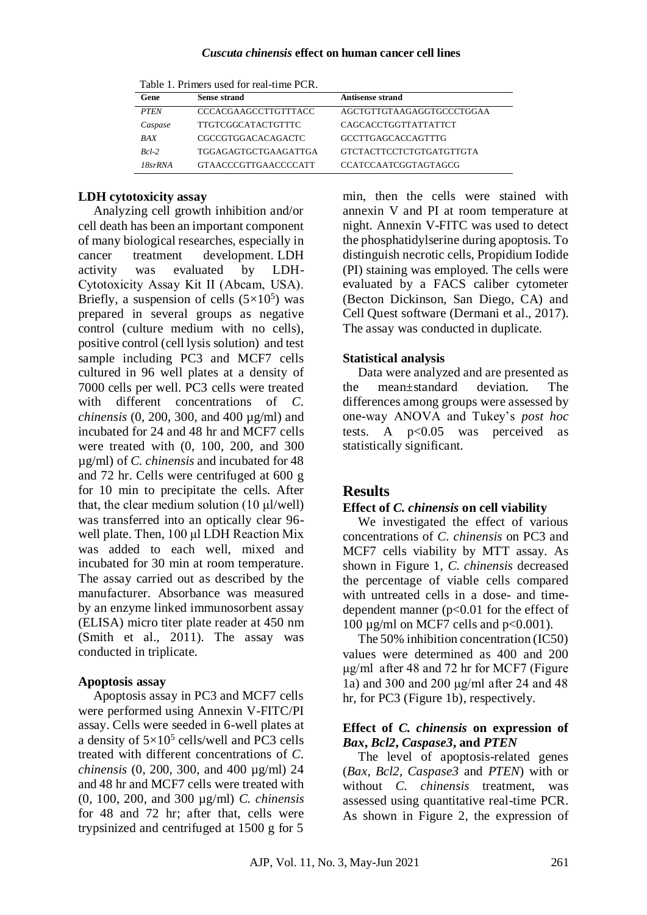Table 1. Primers used for real-time PCR.

| Gene | Sense strand | Antisense strand |
|---|---|---|
| *PTEN* | CCCACGAAGCCTTGTTTACC | AGCTGTTGTAAGAGGTGCCCTGGAA |
| *Caspase* | TTGTCGGCATACTGTTTC | CAGCACCTGGTTATTATTCT |
| *BAX* | CGCCGTGGACACAGACTC | GCCTTGAGCACCAGTTTG |
| *Bcl-2* | TGGAGAGTGCTGAAGATTGA | GTCTACTTCCTCTGTGATGTTGTA |
| *18srRNA* | GTAACCCGTTGAACCCCATT | CCATCCAATCGGTAGTAGCG |

**LDH cytotoxicity assay**

Analyzing cell growth inhibition and/or cell death has been an important component of many biological researches, especially in cancer treatment development. LDH activity was evaluated by LDH-Cytotoxicity Assay Kit II (Abcam, USA). Briefly, a suspension of cells ($5×10^5$) was prepared in several groups as negative control (culture medium with no cells), positive control (cell lysis solution) and test sample including PC3 and MCF7 cells cultured in 96 well plates at a density of 7000 cells per well. PC3 cells were treated with different concentrations of *C. chinensis* (0, 200, 300, and 400 µg/ml) and incubated for 24 and 48 hr and MCF7 cells were treated with (0, 100, 200, and 300 µg/ml) of *C. chinensis* and incubated for 48 and 72 hr. Cells were centrifuged at 600 g for 10 min to precipitate the cells. After that, the clear medium solution (10 µl/well) was transferred into an optically clear 96-well plate. Then, 100 µl LDH Reaction Mix was added to each well, mixed and incubated for 30 min at room temperature. The assay carried out as described by the manufacturer. Absorbance was measured by an enzyme linked immunosorbent assay (ELISA) micro titer plate reader at 450 nm (Smith et al., 2011). The assay was conducted in triplicate.

**Apoptosis assay**

Apoptosis assay in PC3 and MCF7 cells were performed using Annexin V-FITC/PI assay. Cells were seeded in 6-well plates at a density of $5×10^5$ cells/well and PC3 cells treated with different concentrations of *C. chinensis* (0, 200, 300, and 400 µg/ml) 24 and 48 hr and MCF7 cells were treated with (0, 100, 200, and 300 µg/ml) *C. chinensis* for 48 and 72 hr; after that, cells were trypsinized and centrifuged at 1500 g for 5 min, then the cells were stained with annexin V and PI at room temperature at night. Annexin V-FITC was used to detect the phosphatidylserine during apoptosis. To distinguish necrotic cells, Propidium Iodide (PI) staining was employed. The cells were evaluated by a FACS caliber cytometer (Becton Dickinson, San Diego, CA) and Cell Quest software (Dermani et al., 2017). The assay was conducted in duplicate.

**Statistical analysis**

Data were analyzed and are presented as the mean±standard deviation. The differences among groups were assessed by one-way ANOVA and Tukey's *post hoc* tests. A $p<0.05$ was perceived as statistically significant.

## Results

**Effect of *C. chinensis* on cell viability**

We investigated the effect of various concentrations of *C. chinensis* on PC3 and MCF7 cells viability by MTT assay. As shown in Figure 1, *C. chinensis* decreased the percentage of viable cells compared with untreated cells in a dose- and time-dependent manner ($p<0.01$ for the effect of 100 µg/ml on MCF7 cells and $p<0.001$).

The 50% inhibition concentration (IC50) values were determined as 400 and 200 µg/ml after 48 and 72 hr for MCF7 (Figure 1a) and 300 and 200 µg/ml after 24 and 48 hr, for PC3 (Figure 1b), respectively.

**Effect of *C. chinensis* on expression of *Bax*, *Bcl2*, *Caspase3*, and *PTEN***

The level of apoptosis-related genes (*Bax*, *Bcl2*, *Caspase3* and *PTEN*) with or without *C. chinensis* treatment, was assessed using quantitative real-time PCR. As shown in Figure 2, the expression of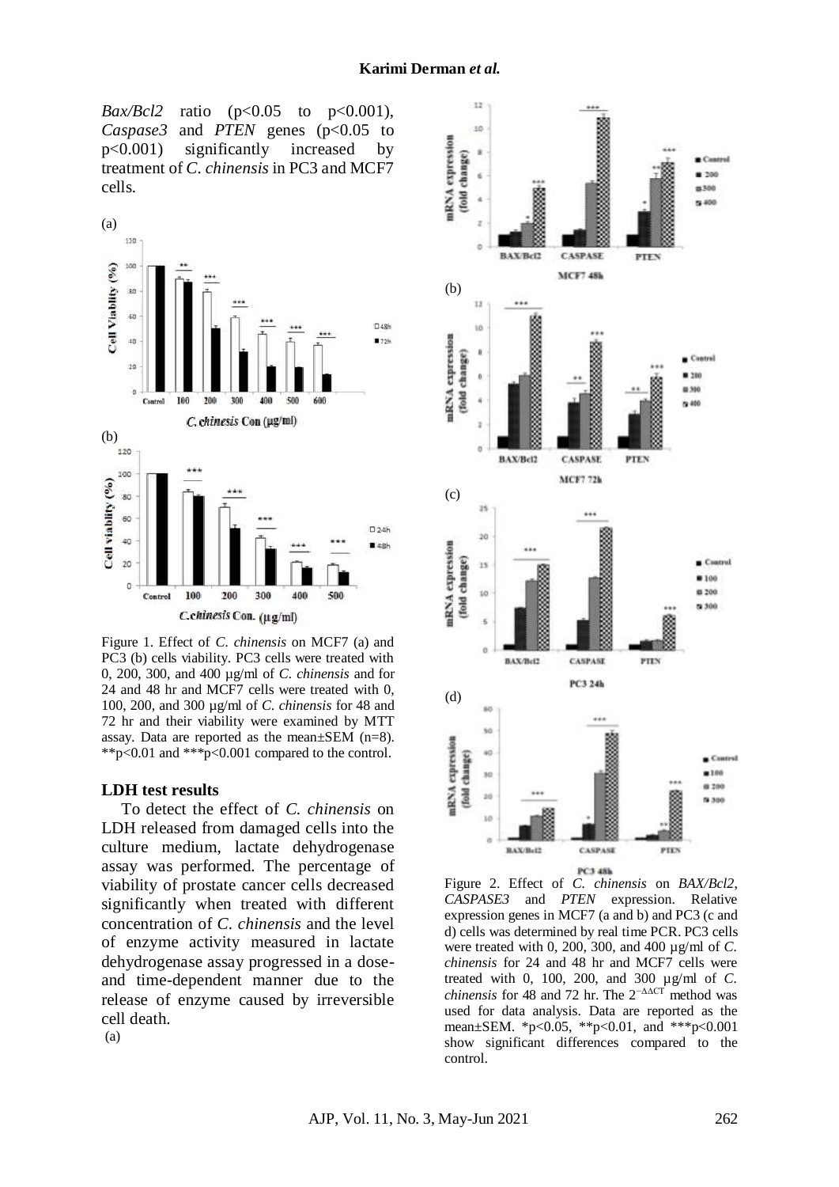*Bax/Bcl2* ratio ($p<0.05$ to $p<0.001$), *Caspase3* and *PTEN* genes ($p<0.05$ to $p<0.001$) significantly increased by treatment of *C. chinensis* in PC3 and MCF7 cells.

Figure 1. Effect of *C. chinensis* on MCF7 (a) and PC3 (b) cells viability. PC3 cells were treated with 0, 200, 300, and 400 µg/ml of *C. chinensis* and for 24 and 48 hr and MCF7 cells were treated with 0, 100, 200, and 300 µg/ml of *C. chinensis* for 48 and 72 hr and their viability were examined by MTT assay. Data are reported as the mean±SEM (n=8). **$p<0.01$ and ***$p<0.001$ compared to the control.

### LDH test results

To detect the effect of *C. chinensis* on LDH released from damaged cells into the culture medium, lactate dehydrogenase assay was performed. The percentage of viability of prostate cancer cells decreased significantly when treated with different concentration of *C. chinensis* and the level of enzyme activity measured in lactate dehydrogenase assay progressed in a dose- and time-dependent manner due to the release of enzyme caused by irreversible cell death.

(a)

Figure 2. Effect of *C. chinensis* on *BAX/Bcl2*, *CASPASE3* and *PTEN* expression. Relative expression genes in MCF7 (a and b) and PC3 (c and d) cells was determined by real time PCR. PC3 cells were treated with 0, 200, 300, and 400 µg/ml of *C. chinensis* for 24 and 48 hr and MCF7 cells were treated with 0, 100, 200, and 300 µg/ml of *C. chinensis* for 48 and 72 hr. The $2^{-\Delta\Delta CT}$ method was used for data analysis. Data are reported as the mean±SEM. *$p<0.05$, **$p<0.01$, and ***$p<0.001$ show significant differences compared to the control.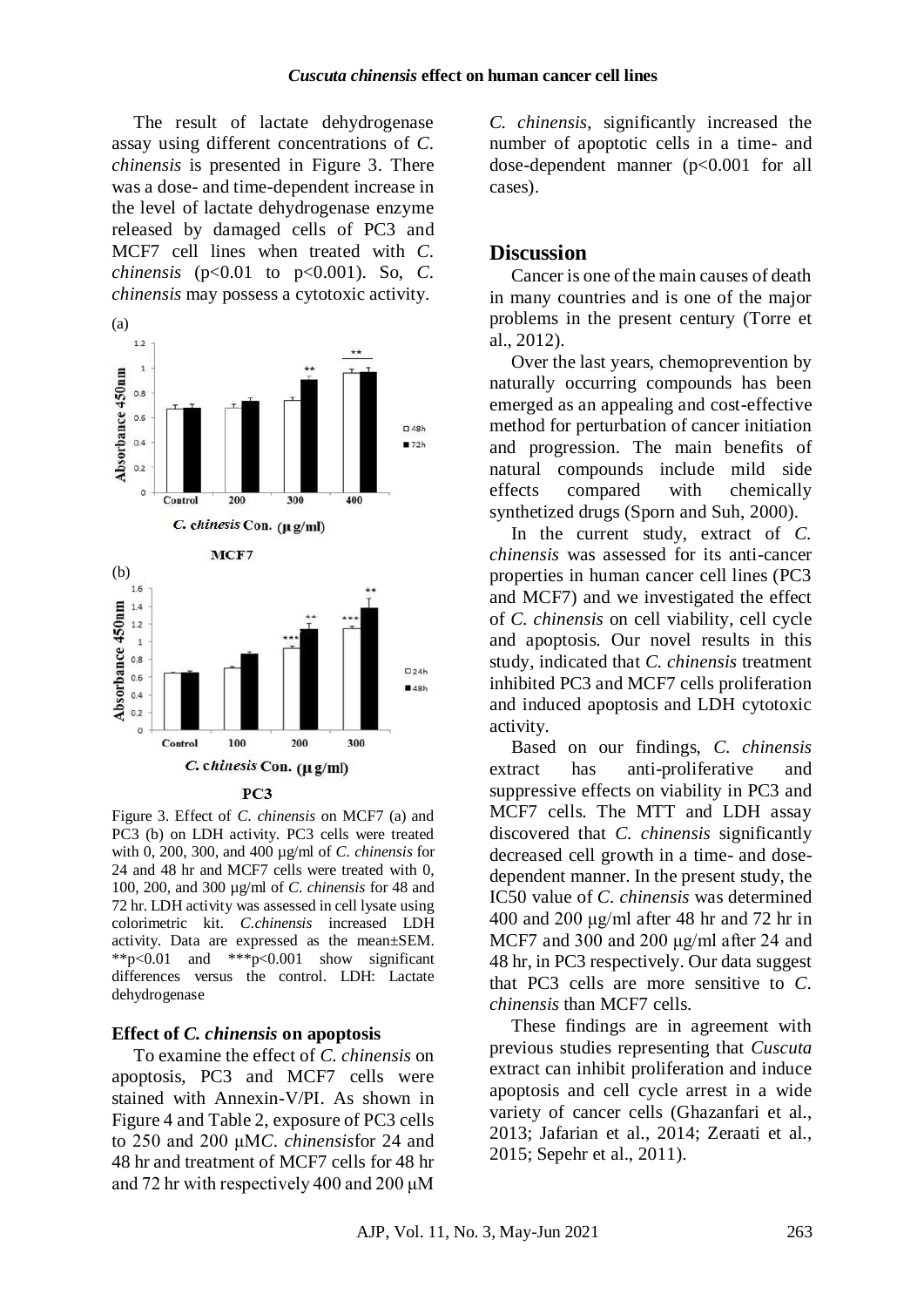The result of lactate dehydrogenase assay using different concentrations of *C. chinensis* is presented in Figure 3. There was a dose- and time-dependent increase in the level of lactate dehydrogenase enzyme released by damaged cells of PC3 and MCF7 cell lines when treated with *C. chinensis* ($p<0.01$ to $p<0.001$). So, *C. chinensis* may possess a cytotoxic activity.

Figure 3. Effect of *C. chinensis* on MCF7 (a) and PC3 (b) on LDH activity. PC3 cells were treated with 0, 200, 300, and 400 µg/ml of *C. chinensis* for 24 and 48 hr and MCF7 cells were treated with 0, 100, 200, and 300 µg/ml of *C. chinensis* for 48 and 72 hr. LDH activity was assessed in cell lysate using colorimetric kit. *C.chinensis* increased LDH activity. Data are expressed as the mean±SEM. $^{**}p<0.01$ and $^{***}p<0.001$ show significant differences versus the control. LDH: Lactate dehydrogenase

### Effect of *C. chinensis* on apoptosis

To examine the effect of *C. chinensis* on apoptosis, PC3 and MCF7 cells were stained with Annexin-V/PI. As shown in Figure 4 and Table 2, exposure of PC3 cells to 250 and 200 µM*C. chinensis*for 24 and 48 hr and treatment of MCF7 cells for 48 hr and 72 hr with respectively 400 and 200 µM *C. chinensis*, significantly increased the number of apoptotic cells in a time- and dose-dependent manner ($p<0.001$ for all cases).

## Discussion

Cancer is one of the main causes of death in many countries and is one of the major problems in the present century (Torre et al., 2012).

Over the last years, chemoprevention by naturally occurring compounds has been emerged as an appealing and cost-effective method for perturbation of cancer initiation and progression. The main benefits of natural compounds include mild side effects compared with chemically synthetized drugs (Sporn and Suh, 2000).

In the current study, extract of *C. chinensis* was assessed for its anti-cancer properties in human cancer cell lines (PC3 and MCF7) and we investigated the effect of *C. chinensis* on cell viability, cell cycle and apoptosis. Our novel results in this study, indicated that *C. chinensis* treatment inhibited PC3 and MCF7 cells proliferation and induced apoptosis and LDH cytotoxic activity.

Based on our findings, *C. chinensis* extract has anti-proliferative and suppressive effects on viability in PC3 and MCF7 cells. The MTT and LDH assay discovered that *C. chinensis* significantly decreased cell growth in a time- and dose-dependent manner. In the present study, the IC50 value of *C. chinensis* was determined 400 and 200 µg/ml after 48 hr and 72 hr in MCF7 and 300 and 200 µg/ml after 24 and 48 hr, in PC3 respectively. Our data suggest that PC3 cells are more sensitive to *C. chinensis* than MCF7 cells.

These findings are in agreement with previous studies representing that *Cuscuta* extract can inhibit proliferation and induce apoptosis and cell cycle arrest in a wide variety of cancer cells (Ghazanfari et al., 2013; Jafarian et al., 2014; Zeraati et al., 2015; Sepehr et al., 2011).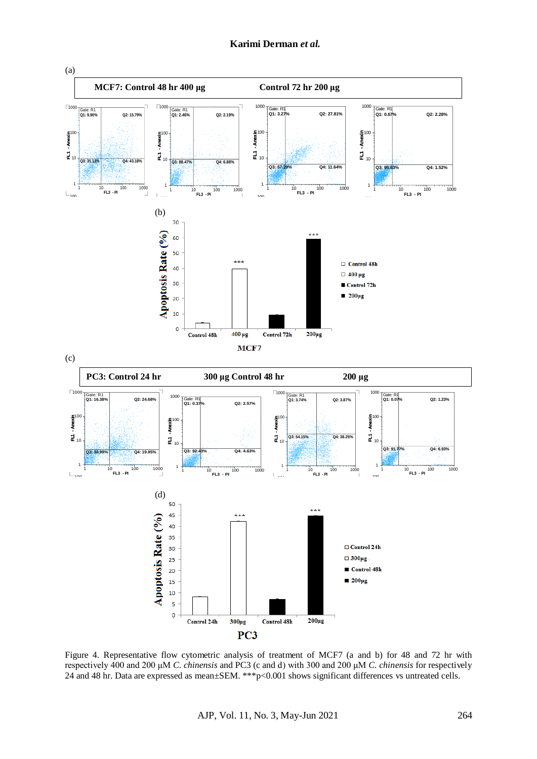Figure 4. Representative flow cytometric analysis of treatment of MCF7 (a and b) for 48 and 72 hr with respectively 400 and 200 µM *C. chinensis* and PC3 (c and d) with 300 and 200 µM *C. chinensis* for respectively 24 and 48 hr. Data are expressed as mean±SEM. ***p<0.001 shows significant differences vs untreated cells.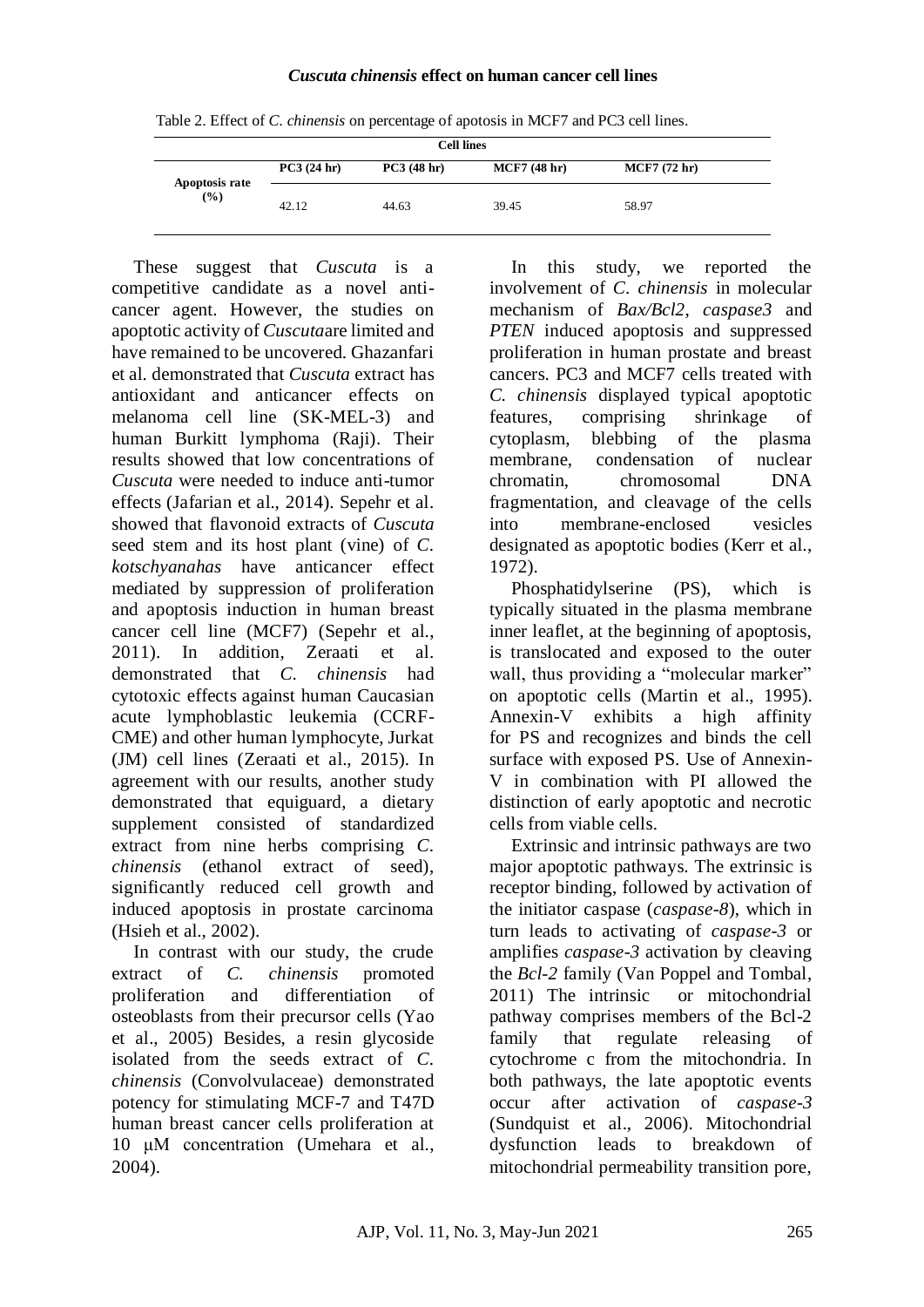Table 2. Effect of *C. chinensis* on percentage of apoptosis in MCF7 and PC3 cell lines.

| | Cell lines | | | |
|---|---|---|---|---|
| | PC3 (24 hr) | PC3 (48 hr) | MCF7 (48 hr) | MCF7 (72 hr) |
| Apoptosis rate (%) | 42.12 | 44.63 | 39.45 | 58.97 |

These suggest that *Cuscuta* is a competitive candidate as a novel anti-cancer agent. However, the studies on apoptotic activity of *Cuscuta*are limited and have remained to be uncovered. Ghazanfari et al. demonstrated that *Cuscuta* extract has antioxidant and anticancer effects on melanoma cell line (SK-MEL-3) and human Burkitt lymphoma (Raji). Their results showed that low concentrations of *Cuscuta* were needed to induce anti-tumor effects (Jafarian et al., 2014). Sepehr et al. showed that flavonoid extracts of *Cuscuta* seed stem and its host plant (vine) of *C. kotschyanahas* have anticancer effect mediated by suppression of proliferation and apoptosis induction in human breast cancer cell line (MCF7) (Sepehr et al., 2011). In addition, Zeraati et al. demonstrated that *C. chinensis* had cytotoxic effects against human Caucasian acute lymphoblastic leukemia (CCRF-CME) and other human lymphocyte, Jurkat (JM) cell lines (Zeraati et al., 2015). In agreement with our results, another study demonstrated that equiguard, a dietary supplement consisted of standardized extract from nine herbs comprising *C. chinensis* (ethanol extract of seed), significantly reduced cell growth and induced apoptosis in prostate carcinoma (Hsieh et al., 2002).

In contrast with our study, the crude extract of *C. chinensis* promoted proliferation and differentiation of osteoblasts from their precursor cells (Yao et al., 2005) Besides, a resin glycoside isolated from the seeds extract of *C. chinensis* (Convolvulaceae) demonstrated potency for stimulating MCF-7 and T47D human breast cancer cells proliferation at 10 μM concentration (Umehara et al., 2004).

In this study, we reported the involvement of *C. chinensis* in molecular mechanism of *Bax/Bcl2*, *caspase3* and *PTEN* induced apoptosis and suppressed proliferation in human prostate and breast cancers. PC3 and MCF7 cells treated with *C. chinensis* displayed typical apoptotic features, comprising shrinkage of cytoplasm, blebbing of the plasma membrane, condensation of nuclear chromatin, chromosomal DNA fragmentation, and cleavage of the cells into membrane-enclosed vesicles designated as apoptotic bodies (Kerr et al., 1972).

Phosphatidylserine (PS), which is typically situated in the plasma membrane inner leaflet, at the beginning of apoptosis, is translocated and exposed to the outer wall, thus providing a "molecular marker" on apoptotic cells (Martin et al., 1995). Annexin-V exhibits a high affinity for PS and recognizes and binds the cell surface with exposed PS. Use of Annexin-V in combination with PI allowed the distinction of early apoptotic and necrotic cells from viable cells.

Extrinsic and intrinsic pathways are two major apoptotic pathways. The extrinsic is receptor binding, followed by activation of the initiator caspase (*caspase-8*), which in turn leads to activating of *caspase-3* or amplifies *caspase-3* activation by cleaving the *Bcl-2* family (Van Poppel and Tombal, 2011) The intrinsic or mitochondrial pathway comprises members of the Bcl-2 family that regulate releasing of cytochrome c from the mitochondria. In both pathways, the late apoptotic events occur after activation of *caspase-3* (Sundquist et al., 2006). Mitochondrial dysfunction leads to breakdown of mitochondrial permeability transition pore,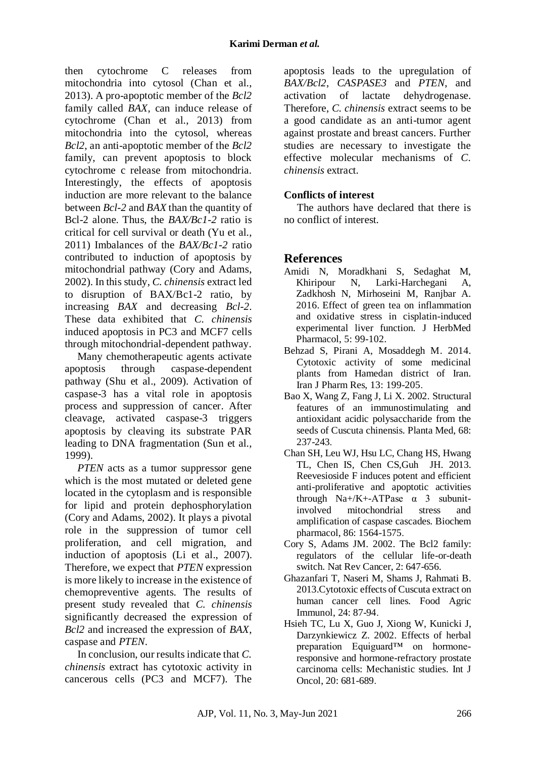then cytochrome C releases from mitochondria into cytosol (Chan et al., 2013). A pro-apoptotic member of the *Bcl2* family called *BAX*, can induce release of cytochrome (Chan et al., 2013) from mitochondria into the cytosol, whereas *Bcl2*, an anti-apoptotic member of the *Bcl2* family, can prevent apoptosis to block cytochrome c release from mitochondria. Interestingly, the effects of apoptosis induction are more relevant to the balance between *Bcl-2* and *BAX* than the quantity of Bcl-2 alone. Thus, the *BAX/Bc1-2* ratio is critical for cell survival or death (Yu et al., 2011) Imbalances of the *BAX/Bc1-2* ratio contributed to induction of apoptosis by mitochondrial pathway (Cory and Adams, 2002). In this study, *C. chinensis* extract led to disruption of BAX/Bc1-2 ratio, by increasing *BAX* and decreasing *Bcl-2*. These data exhibited that *C. chinensis* induced apoptosis in PC3 and MCF7 cells through mitochondrial-dependent pathway.

Many chemotherapeutic agents activate apoptosis through caspase-dependent pathway (Shu et al., 2009). Activation of caspase-3 has a vital role in apoptosis process and suppression of cancer. After cleavage, activated caspase-3 triggers apoptosis by cleaving its substrate PAR leading to DNA fragmentation (Sun et al., 1999).

*PTEN* acts as a tumor suppressor gene which is the most mutated or deleted gene located in the cytoplasm and is responsible for lipid and protein dephosphorylation (Cory and Adams, 2002). It plays a pivotal role in the suppression of tumor cell proliferation, and cell migration, and induction of apoptosis (Li et al., 2007). Therefore, we expect that *PTEN* expression is more likely to increase in the existence of chemopreventive agents. The results of present study revealed that *C. chinensis* significantly decreased the expression of *Bcl2* and increased the expression of *BAX*, caspase and *PTEN*.

In conclusion, our results indicate that *C. chinensis* extract has cytotoxic activity in cancerous cells (PC3 and MCF7). The apoptosis leads to the upregulation of *BAX/Bcl2*, *CASPASE3* and *PTEN*, and activation of lactate dehydrogenase. Therefore, *C. chinensis* extract seems to be a good candidate as an anti-tumor agent against prostate and breast cancers. Further studies are necessary to investigate the effective molecular mechanisms of *C. chinensis* extract.

### Conflicts of interest

The authors have declared that there is no conflict of interest.

## References

Amidi N, Moradkhani S, Sedaghat M, Khiripour N, Larki-Harchegani A, Zadkhosh N, Mirhoseini M, Ranjbar A. 2016. Effect of green tea on inflammation and oxidative stress in cisplatin-induced experimental liver function. J HerbMed Pharmacol, 5: 99-102.

Behzad S, Pirani A, Mosaddegh M. 2014. Cytotoxic activity of some medicinal plants from Hamedan district of Iran. Iran J Pharm Res, 13: 199-205.

Bao X, Wang Z, Fang J, Li X. 2002. Structural features of an immunostimulating and antioxidant acidic polysaccharide from the seeds of Cuscuta chinensis. Planta Med, 68: 237-243.

Chan SH, Leu WJ, Hsu LC, Chang HS, Hwang TL, Chen IS, Chen CS,Guh JH. 2013. Reevesioside F induces potent and efficient anti-proliferative and apoptotic activities through Na+/K+-ATPase α 3 subunit-involved mitochondrial stress and amplification of caspase cascades. Biochem pharmacol, 86: 1564-1575.

Cory S, Adams JM. 2002. The Bcl2 family: regulators of the cellular life-or-death switch. Nat Rev Cancer, 2: 647-656.

Ghazanfari T, Naseri M, Shams J, Rahmati B. 2013.Cytotoxic effects of Cuscuta extract on human cancer cell lines. Food Agric Immunol, 24: 87-94.

Hsieh TC, Lu X, Guo J, Xiong W, Kunicki J, Darzynkiewicz Z. 2002. Effects of herbal preparation Equiguard™ on hormone-responsive and hormone-refractory prostate carcinoma cells: Mechanistic studies. Int J Oncol, 20: 681-689.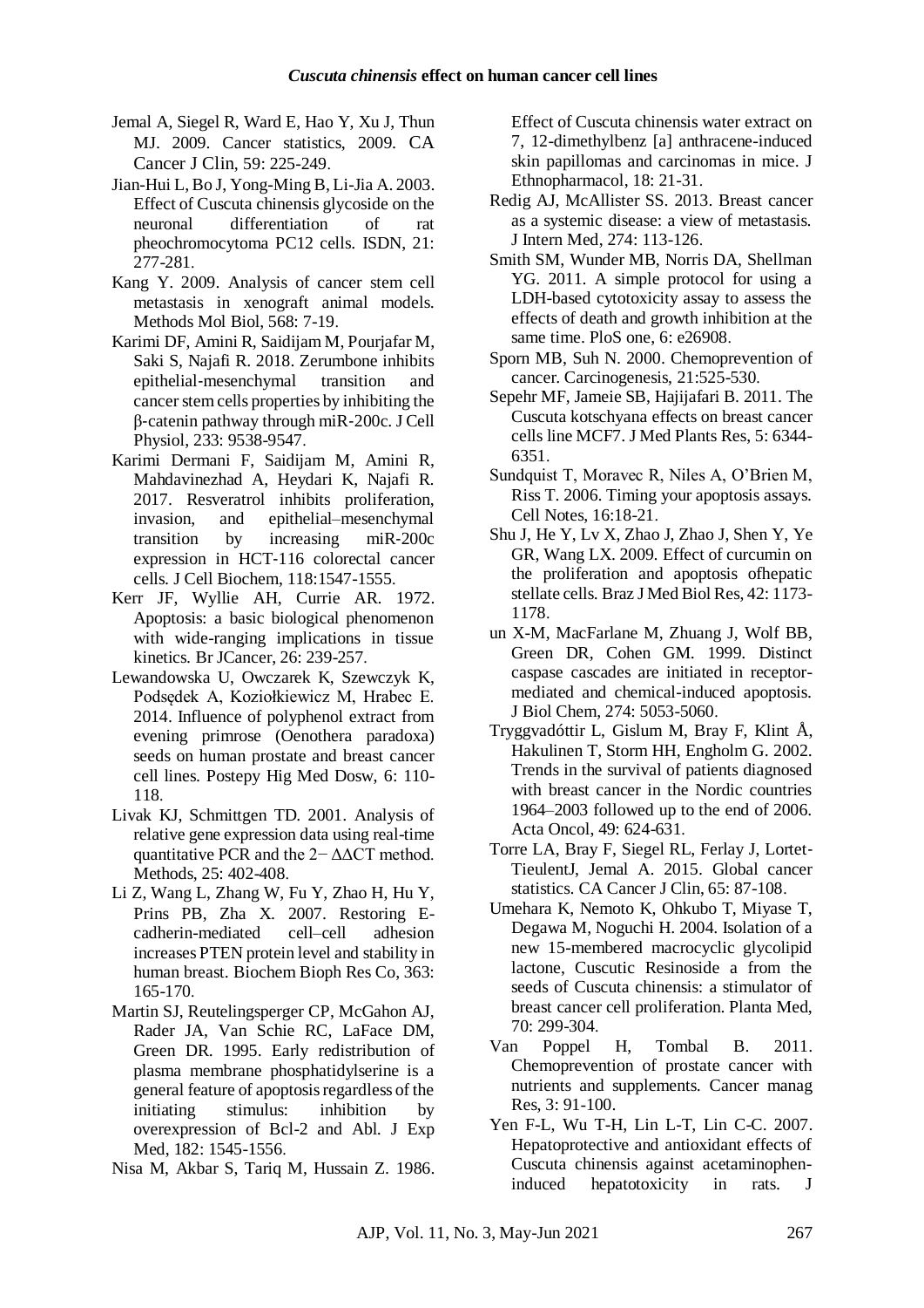Jemal A, Siegel R, Ward E, Hao Y, Xu J, Thun MJ. 2009. Cancer statistics, 2009. CA Cancer J Clin, 59: 225-249.

Jian-Hui L, Bo J, Yong-Ming B, Li-Jia A. 2003. Effect of Cuscuta chinensis glycoside on the neuronal differentiation of rat pheochromocytoma PC12 cells. ISDN, 21: 277-281.

Kang Y. 2009. Analysis of cancer stem cell metastasis in xenograft animal models. Methods Mol Biol, 568: 7-19.

Karimi DF, Amini R, Saidijam M, Pourjafar M, Saki S, Najafi R. 2018. Zerumbone inhibits epithelial-mesenchymal transition and cancer stem cells properties by inhibiting the β-catenin pathway through miR-200c. J Cell Physiol, 233: 9538-9547.

Karimi Dermani F, Saidijam M, Amini R, Mahdavinezhad A, Heydari K, Najafi R. 2017. Resveratrol inhibits proliferation, invasion, and epithelial–mesenchymal transition by increasing miR-200c expression in HCT-116 colorectal cancer cells. J Cell Biochem, 118:1547-1555.

Kerr JF, Wyllie AH, Currie AR. 1972. Apoptosis: a basic biological phenomenon with wide-ranging implications in tissue kinetics. Br JCancer, 26: 239-257.

Lewandowska U, Owczarek K, Szewczyk K, Podsędek A, Koziołkiewicz M, Hrabec E. 2014. Influence of polyphenol extract from evening primrose (Oenothera paradoxa) seeds on human prostate and breast cancer cell lines. Postepy Hig Med Dosw, 6: 110-118.

Livak KJ, Schmittgen TD. 2001. Analysis of relative gene expression data using real-time quantitative PCR and the $2^{-\Delta\Delta CT}$ method. Methods, 25: 402-408.

Li Z, Wang L, Zhang W, Fu Y, Zhao H, Hu Y, Prins PB, Zha X. 2007. Restoring E-cadherin-mediated cell–cell adhesion increases PTEN protein level and stability in human breast. Biochem Bioph Res Co, 363: 165-170.

Martin SJ, Reutelingsperger CP, McGahon AJ, Rader JA, Van Schie RC, LaFace DM, Green DR. 1995. Early redistribution of plasma membrane phosphatidylserine is a general feature of apoptosis regardless of the initiating stimulus: inhibition by overexpression of Bcl-2 and Abl. J Exp Med, 182: 1545-1556.

Nisa M, Akbar S, Tariq M, Hussain Z. 1986. Effect of Cuscuta chinensis water extract on 7, 12-dimethylbenz [a] anthracene-induced skin papillomas and carcinomas in mice. J Ethnopharmacol, 18: 21-31.

Redig AJ, McAllister SS. 2013. Breast cancer as a systemic disease: a view of metastasis. J Intern Med, 274: 113-126.

Smith SM, Wunder MB, Norris DA, Shellman YG. 2011. A simple protocol for using a LDH-based cytotoxicity assay to assess the effects of death and growth inhibition at the same time. PloS one, 6: e26908.

Sporn MB, Suh N. 2000. Chemoprevention of cancer. Carcinogenesis, 21:525-530.

Sepehr MF, Jameie SB, Hajijafari B. 2011. The Cuscuta kotschyana effects on breast cancer cells line MCF7. J Med Plants Res, 5: 6344-6351.

Sundquist T, Moravec R, Niles A, O'Brien M, Riss T. 2006. Timing your apoptosis assays. Cell Notes, 16:18-21.

Shu J, He Y, Lv X, Zhao J, Zhao J, Shen Y, Ye GR, Wang LX. 2009. Effect of curcumin on the proliferation and apoptosis ofhepatic stellate cells. Braz J Med Biol Res, 42: 1173-1178.

un X-M, MacFarlane M, Zhuang J, Wolf BB, Green DR, Cohen GM. 1999. Distinct caspase cascades are initiated in receptor-mediated and chemical-induced apoptosis. J Biol Chem, 274: 5053-5060.

Tryggvadóttir L, Gislum M, Bray F, Klint Å, Hakulinen T, Storm HH, Engholm G. 2002. Trends in the survival of patients diagnosed with breast cancer in the Nordic countries 1964–2003 followed up to the end of 2006. Acta Oncol, 49: 624-631.

Torre LA, Bray F, Siegel RL, Ferlay J, Lortet-TieulentJ, Jemal A. 2015. Global cancer statistics. CA Cancer J Clin, 65: 87-108.

Umehara K, Nemoto K, Ohkubo T, Miyase T, Degawa M, Noguchi H. 2004. Isolation of a new 15-membered macrocyclic glycolipid lactone, Cuscutic Resinoside a from the seeds of Cuscuta chinensis: a stimulator of breast cancer cell proliferation. Planta Med, 70: 299-304.

Van Poppel H, Tombal B. 2011. Chemoprevention of prostate cancer with nutrients and supplements. Cancer manag Res, 3: 91-100.

Yen F-L, Wu T-H, Lin L-T, Lin C-C. 2007. Hepatoprotective and antioxidant effects of Cuscuta chinensis against acetaminophen-induced hepatotoxicity in rats. J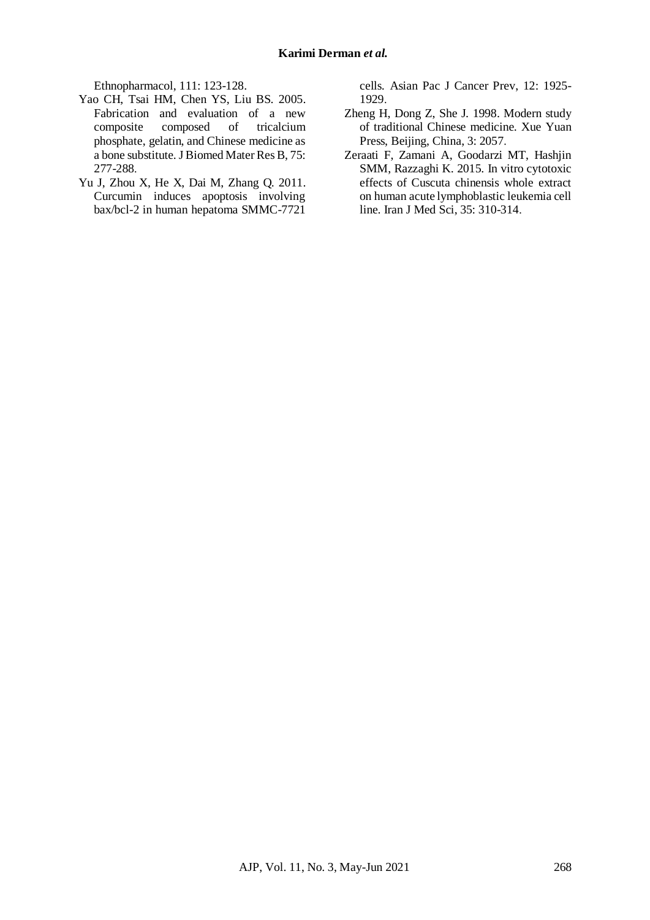Ethnopharmacol, 111: 123-128.

Yao CH, Tsai HM, Chen YS, Liu BS. 2005. Fabrication and evaluation of a new composite composed of tricalcium phosphate, gelatin, and Chinese medicine as a bone substitute. J Biomed Mater Res B, 75: 277-288.

Yu J, Zhou X, He X, Dai M, Zhang Q. 2011. Curcumin induces apoptosis involving bax/bcl-2 in human hepatoma SMMC-7721 cells. Asian Pac J Cancer Prev, 12: 1925-1929.

Zheng H, Dong Z, She J. 1998. Modern study of traditional Chinese medicine. Xue Yuan Press, Beijing, China, 3: 2057.

Zeraati F, Zamani A, Goodarzi MT, Hashjin SMM, Razzaghi K. 2015. In vitro cytotoxic effects of Cuscuta chinensis whole extract on human acute lymphoblastic leukemia cell line. Iran J Med Sci, 35: 310-314.